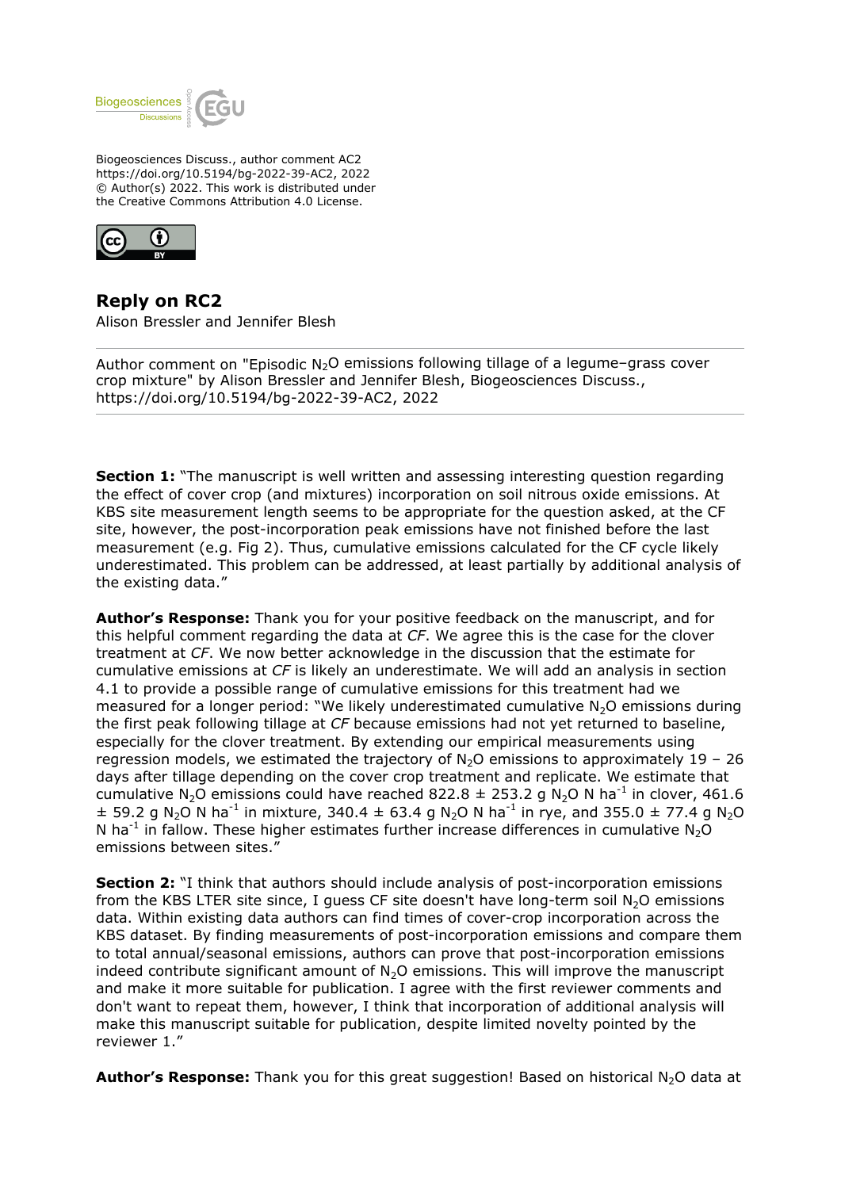Biogeosciences Discuss., author comment AC2
https://doi.org/10.5194/bg-2022-39-AC2, 2022
© Author(s) 2022. This work is distributed under
the Creative Commons Attribution 4.0 License.

## Reply on RC2

Alison Bressler and Jennifer Blesh

Author comment on "Episodic $N_2O$ emissions following tillage of a legume–grass cover crop mixture" by Alison Bressler and Jennifer Blesh, Biogeosciences Discuss., https://doi.org/10.5194/bg-2022-39-AC2, 2022

**Section 1:** "The manuscript is well written and assessing interesting question regarding the effect of cover crop (and mixtures) incorporation on soil nitrous oxide emissions. At KBS site measurement length seems to be appropriate for the question asked, at the CF site, however, the post-incorporation peak emissions have not finished before the last measurement (e.g. Fig 2). Thus, cumulative emissions calculated for the CF cycle likely underestimated. This problem can be addressed, at least partially by additional analysis of the existing data."

**Author's Response:** Thank you for your positive feedback on the manuscript, and for this helpful comment regarding the data at *CF*. We agree this is the case for the clover treatment at *CF*. We now better acknowledge in the discussion that the estimate for cumulative emissions at *CF* is likely an underestimate. We will add an analysis in section 4.1 to provide a possible range of cumulative emissions for this treatment had we measured for a longer period: "We likely underestimated cumulative $N_2O$ emissions during the first peak following tillage at *CF* because emissions had not yet returned to baseline, especially for the clover treatment. By extending our empirical measurements using regression models, we estimated the trajectory of $N_2O$ emissions to approximately 19 – 26 days after tillage depending on the cover crop treatment and replicate. We estimate that cumulative $N_2O$ emissions could have reached 822.8 ± 253.2 g $N_2O$ N $ha^{-1}$ in clover, 461.6 ± 59.2 g $N_2O$ N $ha^{-1}$ in mixture, 340.4 ± 63.4 g $N_2O$ N $ha^{-1}$ in rye, and 355.0 ± 77.4 g $N_2O$ N $ha^{-1}$ in fallow. These higher estimates further increase differences in cumulative $N_2O$ emissions between sites."

**Section 2:** "I think that authors should include analysis of post-incorporation emissions from the KBS LTER site since, I guess CF site doesn't have long-term soil $N_2O$ emissions data. Within existing data authors can find times of cover-crop incorporation across the KBS dataset. By finding measurements of post-incorporation emissions and compare them to total annual/seasonal emissions, authors can prove that post-incorporation emissions indeed contribute significant amount of $N_2O$ emissions. This will improve the manuscript and make it more suitable for publication. I agree with the first reviewer comments and don't want to repeat them, however, I think that incorporation of additional analysis will make this manuscript suitable for publication, despite limited novelty pointed by the reviewer 1."

**Author's Response:** Thank you for this great suggestion! Based on historical $N_2O$ data at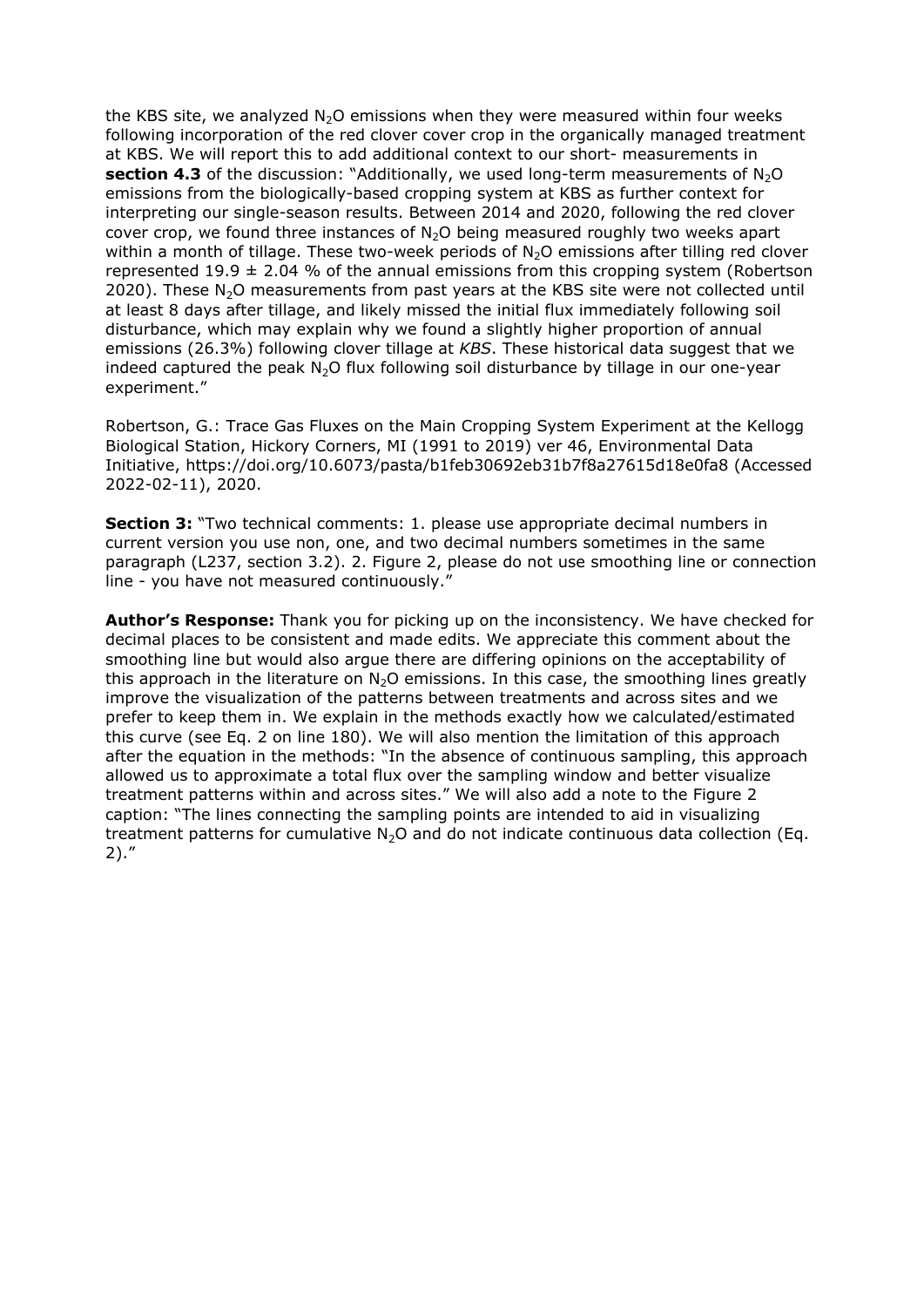the KBS site, we analyzed $N_2O$ emissions when they were measured within four weeks following incorporation of the red clover cover crop in the organically managed treatment at KBS. We will report this to add additional context to our short- measurements in **section 4.3** of the discussion: "Additionally, we used long-term measurements of $N_2O$ emissions from the biologically-based cropping system at KBS as further context for interpreting our single-season results. Between 2014 and 2020, following the red clover cover crop, we found three instances of $N_2O$ being measured roughly two weeks apart within a month of tillage. These two-week periods of $N_2O$ emissions after tilling red clover represented 19.9 ± 2.04 % of the annual emissions from this cropping system (Robertson 2020). These $N_2O$ measurements from past years at the KBS site were not collected until at least 8 days after tillage, and likely missed the initial flux immediately following soil disturbance, which may explain why we found a slightly higher proportion of annual emissions (26.3%) following clover tillage at *KBS*. These historical data suggest that we indeed captured the peak $N_2O$ flux following soil disturbance by tillage in our one-year experiment."

Robertson, G.: Trace Gas Fluxes on the Main Cropping System Experiment at the Kellogg Biological Station, Hickory Corners, MI (1991 to 2019) ver 46, Environmental Data Initiative, https://doi.org/10.6073/pasta/b1feb30692eb31b7f8a27615d18e0fa8 (Accessed 2022-02-11), 2020.

**Section 3:** "Two technical comments: 1. please use appropriate decimal numbers in current version you use non, one, and two decimal numbers sometimes in the same paragraph (L237, section 3.2). 2. Figure 2, please do not use smoothing line or connection line - you have not measured continuously."

**Author's Response:** Thank you for picking up on the inconsistency. We have checked for decimal places to be consistent and made edits. We appreciate this comment about the smoothing line but would also argue there are differing opinions on the acceptability of this approach in the literature on $N_2O$ emissions. In this case, the smoothing lines greatly improve the visualization of the patterns between treatments and across sites and we prefer to keep them in. We explain in the methods exactly how we calculated/estimated this curve (see Eq. 2 on line 180). We will also mention the limitation of this approach after the equation in the methods: "In the absence of continuous sampling, this approach allowed us to approximate a total flux over the sampling window and better visualize treatment patterns within and across sites." We will also add a note to the Figure 2 caption: "The lines connecting the sampling points are intended to aid in visualizing treatment patterns for cumulative $N_2O$ and do not indicate continuous data collection (Eq. 2)."